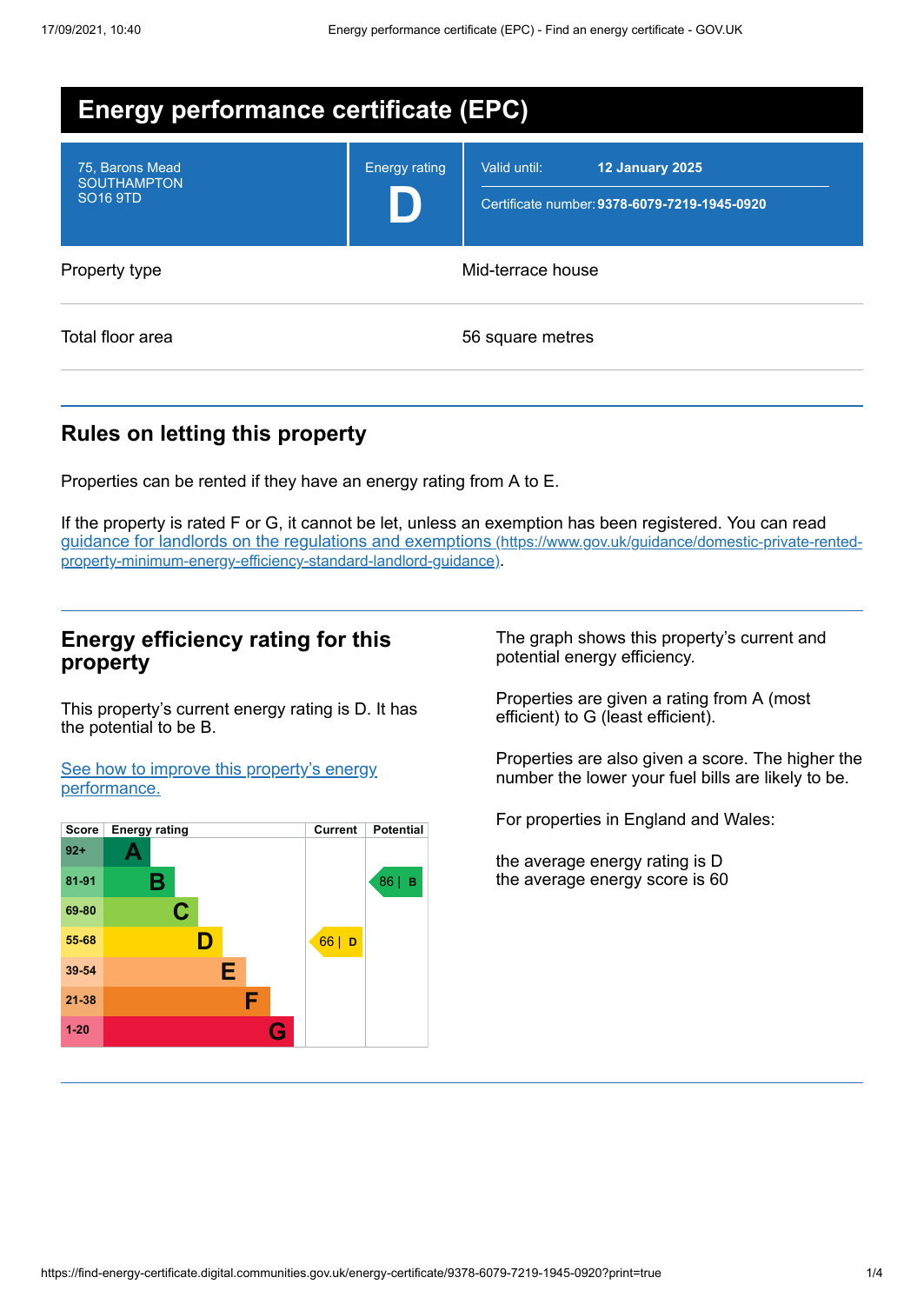# Energy performance certificate (EPC)

| | |
|---|---|
| 75, Barons Mead<br>SOUTHAMPTON<br>SO16 9TD | Energy rating<br>**D** |
| Valid until: | **12 January 2025** |
| Certificate number: | **9378-6079-7219-1945-0920** |

| | |
|---|---|
| Property type | Mid-terrace house |
| Total floor area | 56 square metres |

## Rules on letting this property

Properties can be rented if they have an energy rating from A to E.

If the property is rated F or G, it cannot be let, unless an exemption has been registered. You can read [guidance for landlords on the regulations and exemptions (https://www.gov.uk/guidance/domestic-private-rented-property-minimum-energy-efficiency-standard-landlord-guidance)](https://www.gov.uk/guidance/domestic-private-rented-property-minimum-energy-efficiency-standard-landlord-guidance).

## Energy efficiency rating for this property

This property's current energy rating is D. It has the potential to be B.

[See how to improve this property's energy performance.]()

| Score | Energy rating | Current | Potential |
|---|---|---|---|
| 92+ | A | | |
| 81-91 | B | | 86 \| B |
| 69-80 | C | | |
| 55-68 | D | 66 \| D | |
| 39-54 | E | | |
| 21-38 | F | | |
| 1-20 | G | | |

The graph shows this property's current and potential energy efficiency.

Properties are given a rating from A (most efficient) to G (least efficient).

Properties are also given a score. The higher the number the lower your fuel bills are likely to be.

For properties in England and Wales:

the average energy rating is D
the average energy score is 60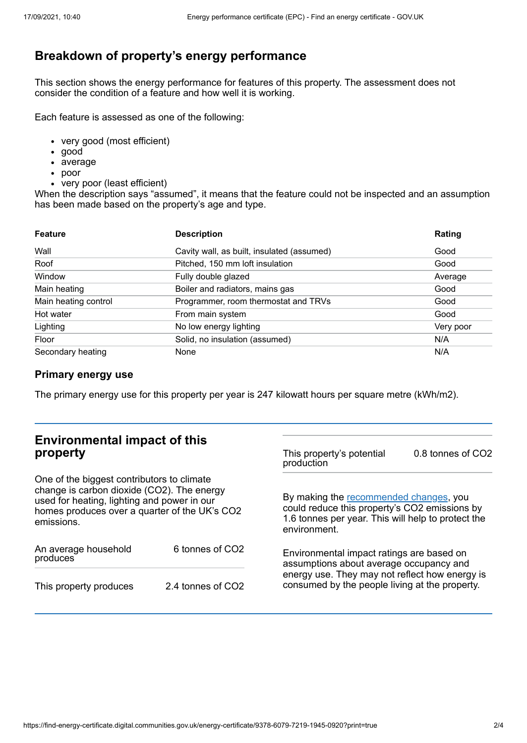## Breakdown of property's energy performance

This section shows the energy performance for features of this property. The assessment does not consider the condition of a feature and how well it is working.

Each feature is assessed as one of the following:

- very good (most efficient)
- good
- average
- poor
- very poor (least efficient)

When the description says "assumed", it means that the feature could not be inspected and an assumption has been made based on the property's age and type.

| Feature | Description | Rating |
|---|---|---|
| Wall | Cavity wall, as built, insulated (assumed) | Good |
| Roof | Pitched, 150 mm loft insulation | Good |
| Window | Fully double glazed | Average |
| Main heating | Boiler and radiators, mains gas | Good |
| Main heating control | Programmer, room thermostat and TRVs | Good |
| Hot water | From main system | Good |
| Lighting | No low energy lighting | Very poor |
| Floor | Solid, no insulation (assumed) | N/A |
| Secondary heating | None | N/A |

### Primary energy use

The primary energy use for this property per year is 247 kilowatt hours per square metre (kWh/m2).

## Environmental impact of this property

One of the biggest contributors to climate change is carbon dioxide ($CO_2$). The energy used for heating, lighting and power in our homes produces over a quarter of the UK's $CO_2$ emissions.

| | |
|---|---|
| An average household produces | 6 tonnes of $CO_2$ |
| This property produces | 2.4 tonnes of $CO_2$ |
| This property's potential production | 0.8 tonnes of $CO_2$ |

By making the recommended changes, you could reduce this property's $CO_2$ emissions by 1.6 tonnes per year. This will help to protect the environment.

Environmental impact ratings are based on assumptions about average occupancy and energy use. They may not reflect how energy is consumed by the people living at the property.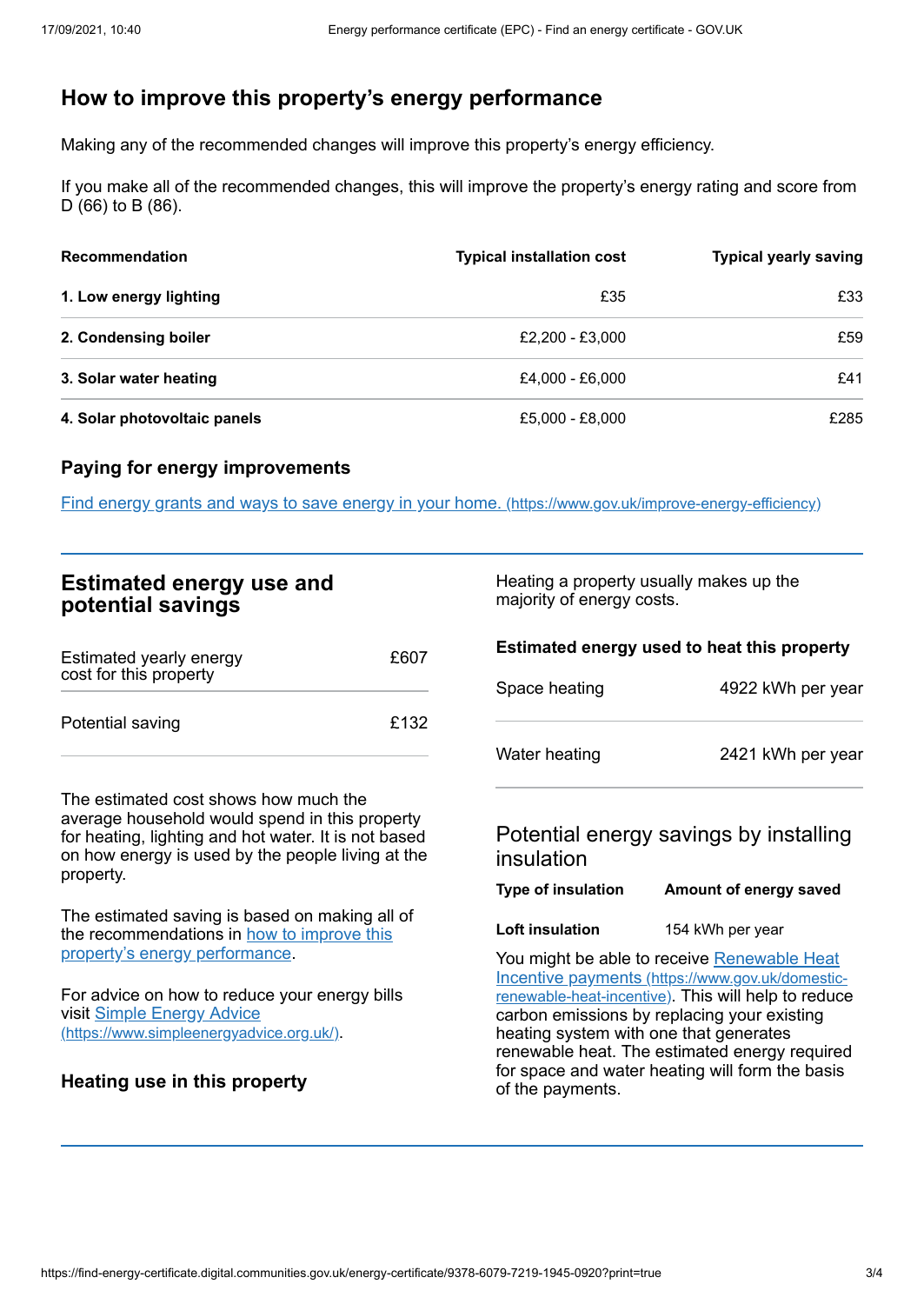## How to improve this property's energy performance

Making any of the recommended changes will improve this property's energy efficiency.

If you make all of the recommended changes, this will improve the property's energy rating and score from D (66) to B (86).

| Recommendation | Typical installation cost | Typical yearly saving |
|---|---|---|
| **1. Low energy lighting** | £35 | £33 |
| **2. Condensing boiler** | £2,200 - £3,000 | £59 |
| **3. Solar water heating** | £4,000 - £6,000 | £41 |
| **4. Solar photovoltaic panels** | £5,000 - £8,000 | £285 |

### Paying for energy improvements

[Find energy grants and ways to save energy in your home. (https://www.gov.uk/improve-energy-efficiency)](https://www.gov.uk/improve-energy-efficiency)

## Estimated energy use and potential savings

| | |
|---|---|
| Estimated yearly energy cost for this property | £607 |
| Potential saving | £132 |

The estimated cost shows how much the average household would spend in this property for heating, lighting and hot water. It is not based on how energy is used by the people living at the property.

The estimated saving is based on making all of the recommendations in how to improve this property's energy performance.

For advice on how to reduce your energy bills visit [Simple Energy Advice (https://www.simpleenergyadvice.org.uk/)](https://www.simpleenergyadvice.org.uk/).

### Heating use in this property

Heating a property usually makes up the majority of energy costs.

### Estimated energy used to heat this property

| | |
|---|---|
| Space heating | 4922 kWh per year |
| Water heating | 2421 kWh per year |

### Potential energy savings by installing insulation

| Type of insulation | Amount of energy saved |
|---|---|
| **Loft insulation** | 154 kWh per year |

You might be able to receive [Renewable Heat Incentive payments (https://www.gov.uk/domestic-renewable-heat-incentive)](https://www.gov.uk/domestic-renewable-heat-incentive). This will help to reduce carbon emissions by replacing your existing heating system with one that generates renewable heat. The estimated energy required for space and water heating will form the basis of the payments.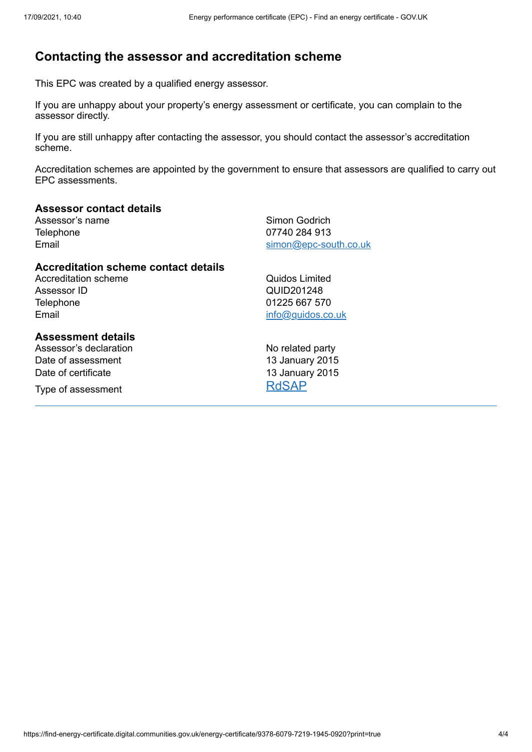## Contacting the assessor and accreditation scheme

This EPC was created by a qualified energy assessor.

If you are unhappy about your property's energy assessment or certificate, you can complain to the assessor directly.

If you are still unhappy after contacting the assessor, you should contact the assessor's accreditation scheme.

Accreditation schemes are appointed by the government to ensure that assessors are qualified to carry out EPC assessments.

### Assessor contact details

| | |
|---|---|
| Assessor's name | Simon Godrich |
| Telephone | 07740 284 913 |
| Email | simon@epc-south.co.uk |

### Accreditation scheme contact details

| | |
|---|---|
| Accreditation scheme | Quidos Limited |
| Assessor ID | QUID201248 |
| Telephone | 01225 667 570 |
| Email | info@quidos.co.uk |

### Assessment details

| | |
|---|---|
| Assessor's declaration | No related party |
| Date of assessment | 13 January 2015 |
| Date of certificate | 13 January 2015 |
| Type of assessment | RdSAP |